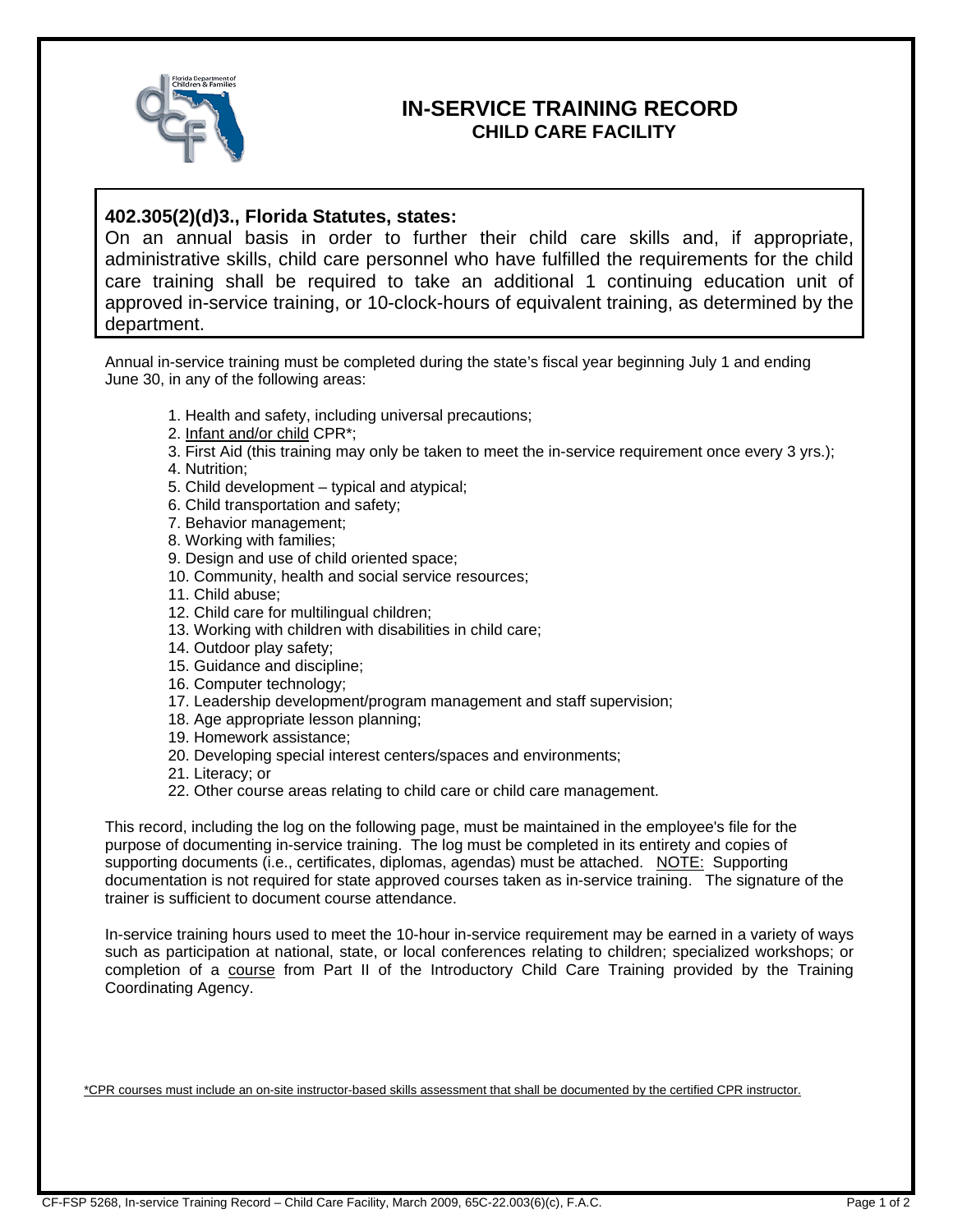# IN-SERVICE TRAINING RECORD
## CHILD CARE FACILITY

**402.305(2)(d)3., Florida Statutes, states:**
On an annual basis in order to further their child care skills and, if appropriate, administrative skills, child care personnel who have fulfilled the requirements for the child care training shall be required to take an additional 1 continuing education unit of approved in-service training, or 10-clock-hours of equivalent training, as determined by the department.

Annual in-service training must be completed during the state's fiscal year beginning July 1 and ending June 30, in any of the following areas:

1. Health and safety, including universal precautions;
2. Infant and/or child CPR*;
3. First Aid (this training may only be taken to meet the in-service requirement once every 3 yrs.);
4. Nutrition;
5. Child development – typical and atypical;
6. Child transportation and safety;
7. Behavior management;
8. Working with families;
9. Design and use of child oriented space;
10. Community, health and social service resources;
11. Child abuse;
12. Child care for multilingual children;
13. Working with children with disabilities in child care;
14. Outdoor play safety;
15. Guidance and discipline;
16. Computer technology;
17. Leadership development/program management and staff supervision;
18. Age appropriate lesson planning;
19. Homework assistance;
20. Developing special interest centers/spaces and environments;
21. Literacy; or
22. Other course areas relating to child care or child care management.

This record, including the log on the following page, must be maintained in the employee's file for the purpose of documenting in-service training. The log must be completed in its entirety and copies of supporting documents (i.e., certificates, diplomas, agendas) must be attached. NOTE: Supporting documentation is not required for state approved courses taken as in-service training. The signature of the trainer is sufficient to document course attendance.

In-service training hours used to meet the 10-hour in-service requirement may be earned in a variety of ways such as participation at national, state, or local conferences relating to children; specialized workshops; or completion of a course from Part II of the Introductory Child Care Training provided by the Training Coordinating Agency.

*CPR courses must include an on-site instructor-based skills assessment that shall be documented by the certified CPR instructor.

CF-FSP 5268, In-service Training Record – Child Care Facility, March 2009, 65C-22.003(6)(c), F.A.C.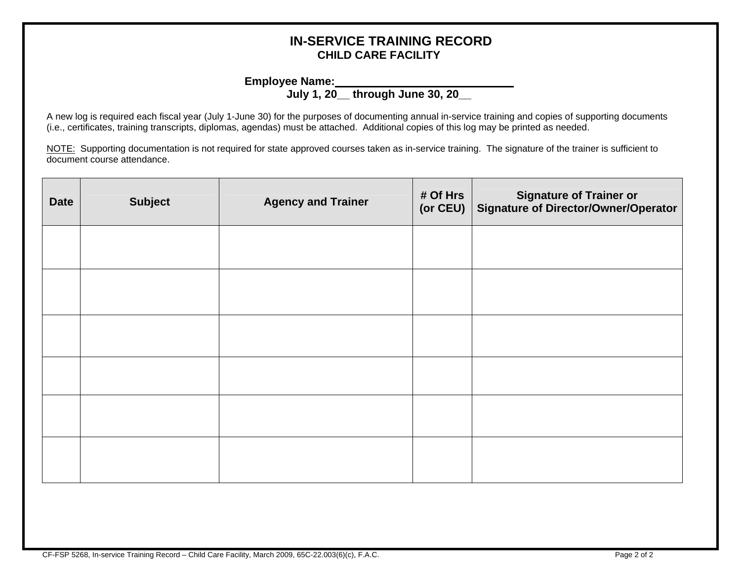# IN-SERVICE TRAINING RECORD

## CHILD CARE FACILITY

**Employee Name:\_\_\_\_\_\_\_\_\_\_\_\_\_\_\_\_\_\_\_\_\_\_\_\_\_\_\_\_**

**July 1, 20__ through June 30, 20__**

A new log is required each fiscal year (July 1-June 30) for the purposes of documenting annual in-service training and copies of supporting documents (i.e., certificates, training transcripts, diplomas, agendas) must be attached. Additional copies of this log may be printed as needed.

NOTE: Supporting documentation is not required for state approved courses taken as in-service training. The signature of the trainer is sufficient to document course attendance.

| Date | Subject | Agency and Trainer | # Of Hrs (or CEU) | Signature of Trainer or Signature of Director/Owner/Operator |
|---|---|---|---|---|
| | | | | |
| | | | | |
| | | | | |
| | | | | |
| | | | | |
| | | | | |

CF-FSP 5268, In-service Training Record – Child Care Facility, March 2009, 65C-22.003(6)(c), F.A.C.